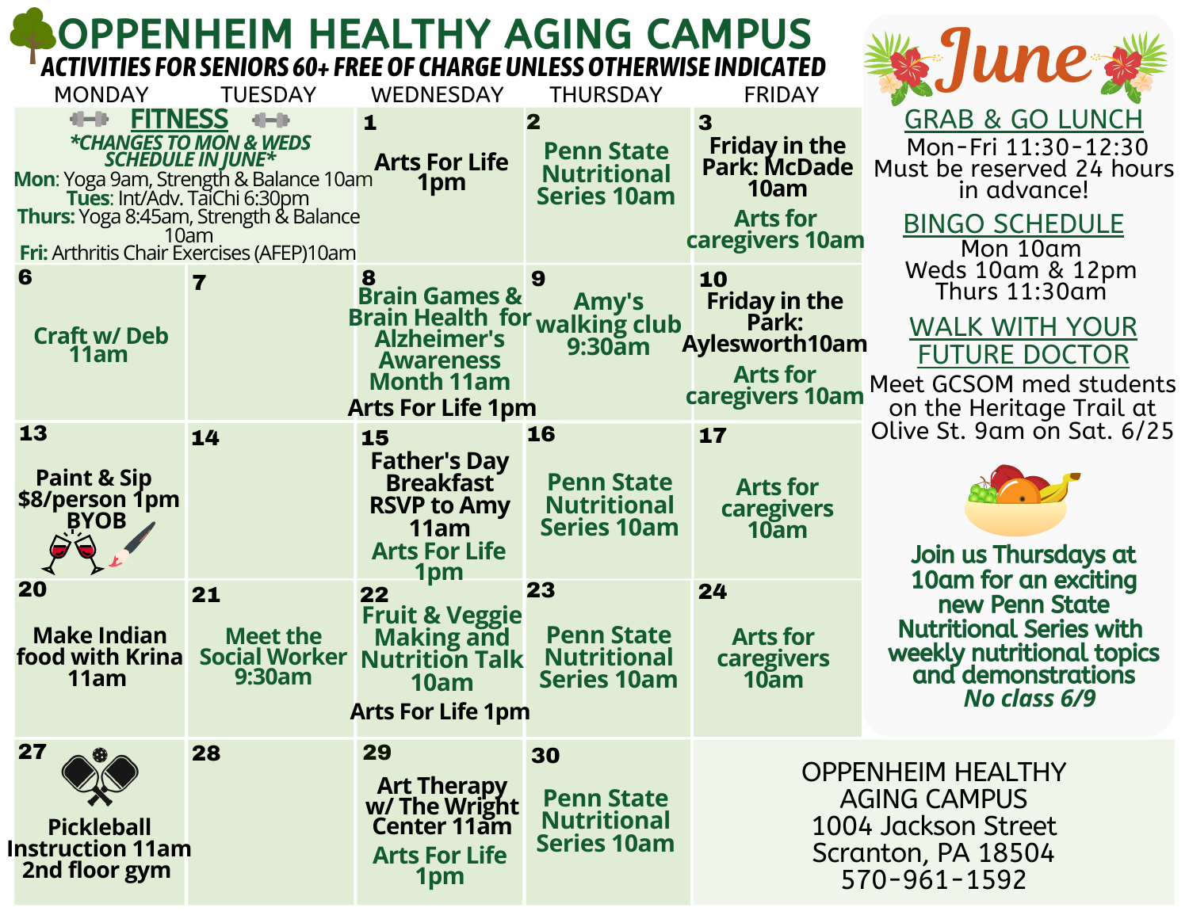# OPPENHEIM HEALTHY AGING CAMPUS

**ACTIVITIES FOR SENIORS 60+ FREE OF CHARGE UNLESS OTHERWISE INDICATED**

| MONDAY | TUESDAY | WEDNESDAY | THURSDAY | FRIDAY |
|---|---|---|---|---|
| **FITNESS** *CHANGES TO MON & WEDS SCHEDULE IN JUNE* **Mon**: Yoga 9am, Strength & Balance 10am **Tues**: Int/Adv. TaiChi 6:30pm **Thurs:** Yoga 8:45am, Strength & Balance 10am **Fri:** Arthritis Chair Exercises (AFEP)10am | | **1** Arts For Life 1pm | **2** Penn State Nutritional Series 10am | **3** Friday in the Park: McDade 10am Arts for caregivers 10am |
| **6** Craft w/ Deb 11am | **7** | **8** Brain Games & Brain Health for Alzheimer's Awareness Month 11am Arts For Life 1pm | **9** Amy's walking club 9:30am | **10** Friday in the Park: Aylesworth10am Arts for caregivers 10am |
| **13** Paint & Sip $8/person 1pm BYOB | **14** | **15** Father's Day Breakfast RSVP to Amy 11am Arts For Life 1pm | **16** Penn State Nutritional Series 10am | **17** Arts for caregivers 10am |
| **20** Make Indian food with Krina 11am | **21** Meet the Social Worker 9:30am | **22** Fruit & Veggie Making and Nutrition Talk 10am Arts For Life 1pm | **23** Penn State Nutritional Series 10am | **24** Arts for caregivers 10am |
| **27** Pickleball Instruction 11am 2nd floor gym | **28** | **29** Art Therapy w/ The Wright Center 11am Arts For Life 1pm | **30** Penn State Nutritional Series 10am | |

## June

### GRAB & GO LUNCH

Mon-Fri 11:30-12:30
Must be reserved 24 hours in advance!

### BINGO SCHEDULE

Mon 10am
Weds 10am & 12pm
Thurs 11:30am

### WALK WITH YOUR FUTURE DOCTOR

Meet GCSOM med students on the Heritage Trail at Olive St. 9am on Sat. 6/25

**Join us Thursdays at 10am for an exciting new Penn State Nutritional Series with weekly nutritional topics and demonstrations**
***No class 6/9***

OPPENHEIM HEALTHY AGING CAMPUS
1004 Jackson Street
Scranton, PA 18504
570-961-1592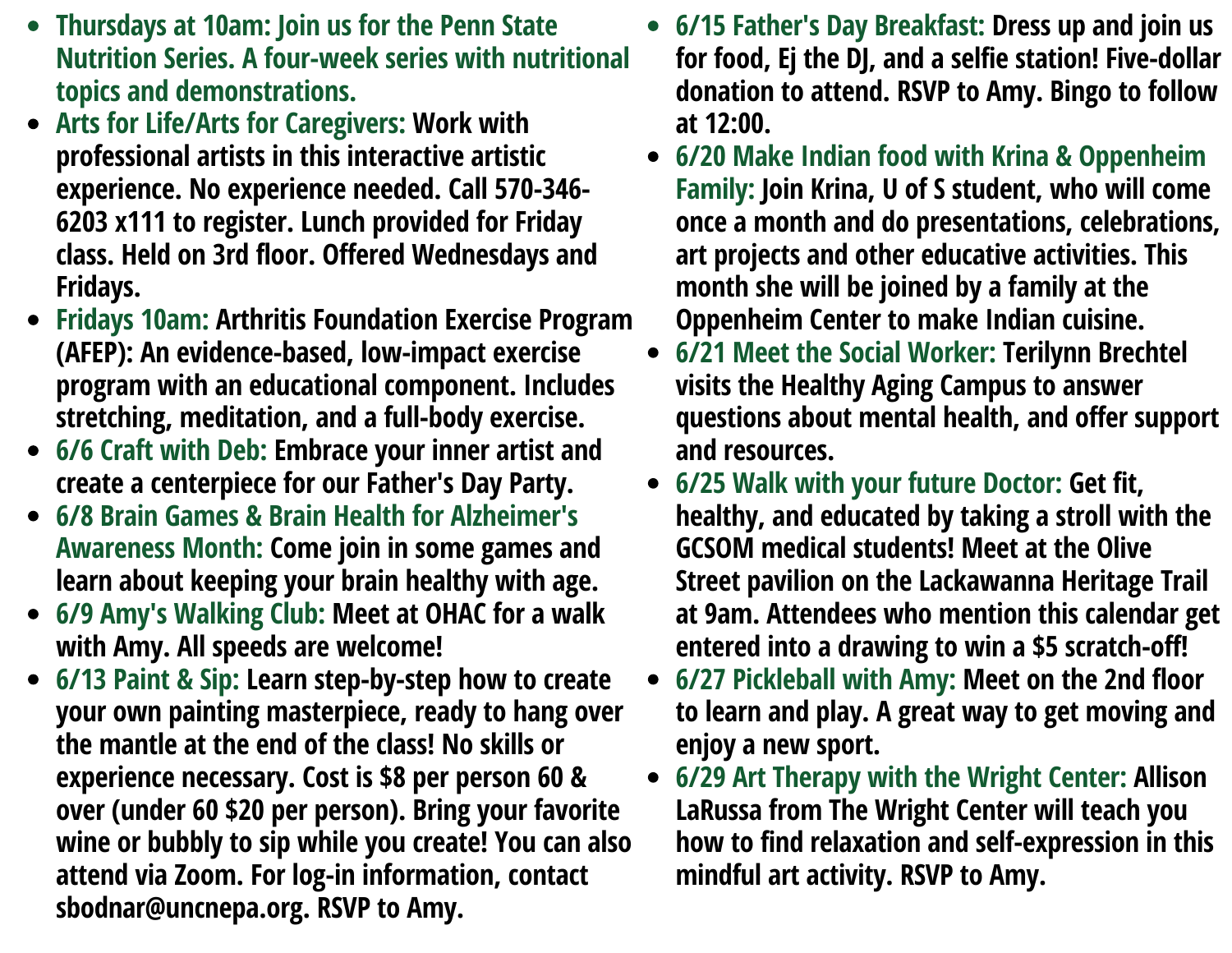- **Thursdays at 10am: Join us for the Penn State Nutrition Series. A four-week series with nutritional topics and demonstrations.**
- **Arts for Life/Arts for Caregivers:** Work with professional artists in this interactive artistic experience. No experience needed. Call 570-346-6203 x111 to register. Lunch provided for Friday class. Held on 3rd floor. Offered Wednesdays and Fridays.
- **Fridays 10am:** Arthritis Foundation Exercise Program (AFEP): An evidence-based, low-impact exercise program with an educational component. Includes stretching, meditation, and a full-body exercise.
- **6/6 Craft with Deb:** Embrace your inner artist and create a centerpiece for our Father's Day Party.
- **6/8 Brain Games & Brain Health for Alzheimer's Awareness Month:** Come join in some games and learn about keeping your brain healthy with age.
- **6/9 Amy's Walking Club:** Meet at OHAC for a walk with Amy. All speeds are welcome!
- **6/13 Paint & Sip:** Learn step-by-step how to create your own painting masterpiece, ready to hang over the mantle at the end of the class! No skills or experience necessary. Cost is $8 per person 60 & over (under 60 $20 per person). Bring your favorite wine or bubbly to sip while you create! You can also attend via Zoom. For log-in information, contact sbodnar@uncnepa.org. RSVP to Amy.
- **6/15 Father's Day Breakfast:** Dress up and join us for food, Ej the DJ, and a selfie station! Five-dollar donation to attend. RSVP to Amy. Bingo to follow at 12:00.
- **6/20 Make Indian food with Krina & Oppenheim Family:** Join Krina, U of S student, who will come once a month and do presentations, celebrations, art projects and other educative activities. This month she will be joined by a family at the Oppenheim Center to make Indian cuisine.
- **6/21 Meet the Social Worker:** Terilynn Brechtel visits the Healthy Aging Campus to answer questions about mental health, and offer support and resources.
- **6/25 Walk with your future Doctor:** Get fit, healthy, and educated by taking a stroll with the GCSOM medical students! Meet at the Olive Street pavilion on the Lackawanna Heritage Trail at 9am. Attendees who mention this calendar get entered into a drawing to win a $5 scratch-off!
- **6/27 Pickleball with Amy:** Meet on the 2nd floor to learn and play. A great way to get moving and enjoy a new sport.
- **6/29 Art Therapy with the Wright Center:** Allison LaRussa from The Wright Center will teach you how to find relaxation and self-expression in this mindful art activity. RSVP to Amy.